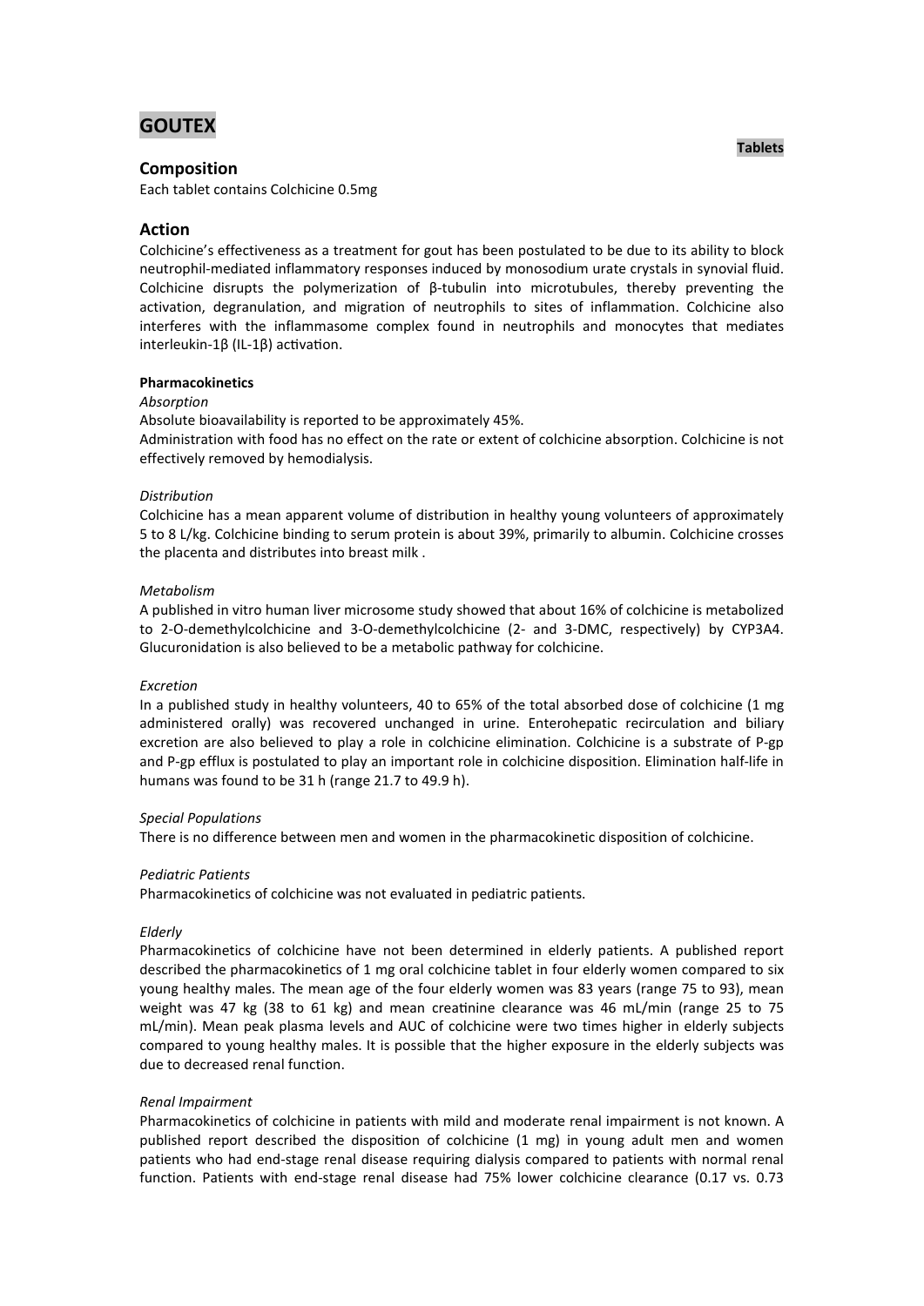# GOUTEX

**Tablets**

## Composition

Each tablet contains Colchicine 0.5mg

## Action

Colchicine's effectiveness as a treatment for gout has been postulated to be due to its ability to block neutrophil-mediated inflammatory responses induced by monosodium urate crystals in synovial fluid. Colchicine disrupts the polymerization of β-tubulin into microtubules, thereby preventing the activation, degranulation, and migration of neutrophils to sites of inflammation. Colchicine also interferes with the inflammasome complex found in neutrophils and monocytes that mediates interleukin-1β (IL-1β) activation.

### Pharmacokinetics

*Absorption*

Absolute bioavailability is reported to be approximately 45%.

Administration with food has no effect on the rate or extent of colchicine absorption. Colchicine is not effectively removed by hemodialysis.

*Distribution*

Colchicine has a mean apparent volume of distribution in healthy young volunteers of approximately 5 to 8 L/kg. Colchicine binding to serum protein is about 39%, primarily to albumin. Colchicine crosses the placenta and distributes into breast milk .

*Metabolism*

A published in vitro human liver microsome study showed that about 16% of colchicine is metabolized to 2-O-demethylcolchicine and 3-O-demethylcolchicine (2- and 3-DMC, respectively) by CYP3A4. Glucuronidation is also believed to be a metabolic pathway for colchicine.

*Excretion*

In a published study in healthy volunteers, 40 to 65% of the total absorbed dose of colchicine (1 mg administered orally) was recovered unchanged in urine. Enterohepatic recirculation and biliary excretion are also believed to play a role in colchicine elimination. Colchicine is a substrate of P-gp and P-gp efflux is postulated to play an important role in colchicine disposition. Elimination half-life in humans was found to be 31 h (range 21.7 to 49.9 h).

*Special Populations*

There is no difference between men and women in the pharmacokinetic disposition of colchicine.

*Pediatric Patients*

Pharmacokinetics of colchicine was not evaluated in pediatric patients.

*Elderly*

Pharmacokinetics of colchicine have not been determined in elderly patients. A published report described the pharmacokinetics of 1 mg oral colchicine tablet in four elderly women compared to six young healthy males. The mean age of the four elderly women was 83 years (range 75 to 93), mean weight was 47 kg (38 to 61 kg) and mean creatinine clearance was 46 mL/min (range 25 to 75 mL/min). Mean peak plasma levels and AUC of colchicine were two times higher in elderly subjects compared to young healthy males. It is possible that the higher exposure in the elderly subjects was due to decreased renal function.

*Renal Impairment*

Pharmacokinetics of colchicine in patients with mild and moderate renal impairment is not known. A published report described the disposition of colchicine (1 mg) in young adult men and women patients who had end-stage renal disease requiring dialysis compared to patients with normal renal function. Patients with end-stage renal disease had 75% lower colchicine clearance (0.17 vs. 0.73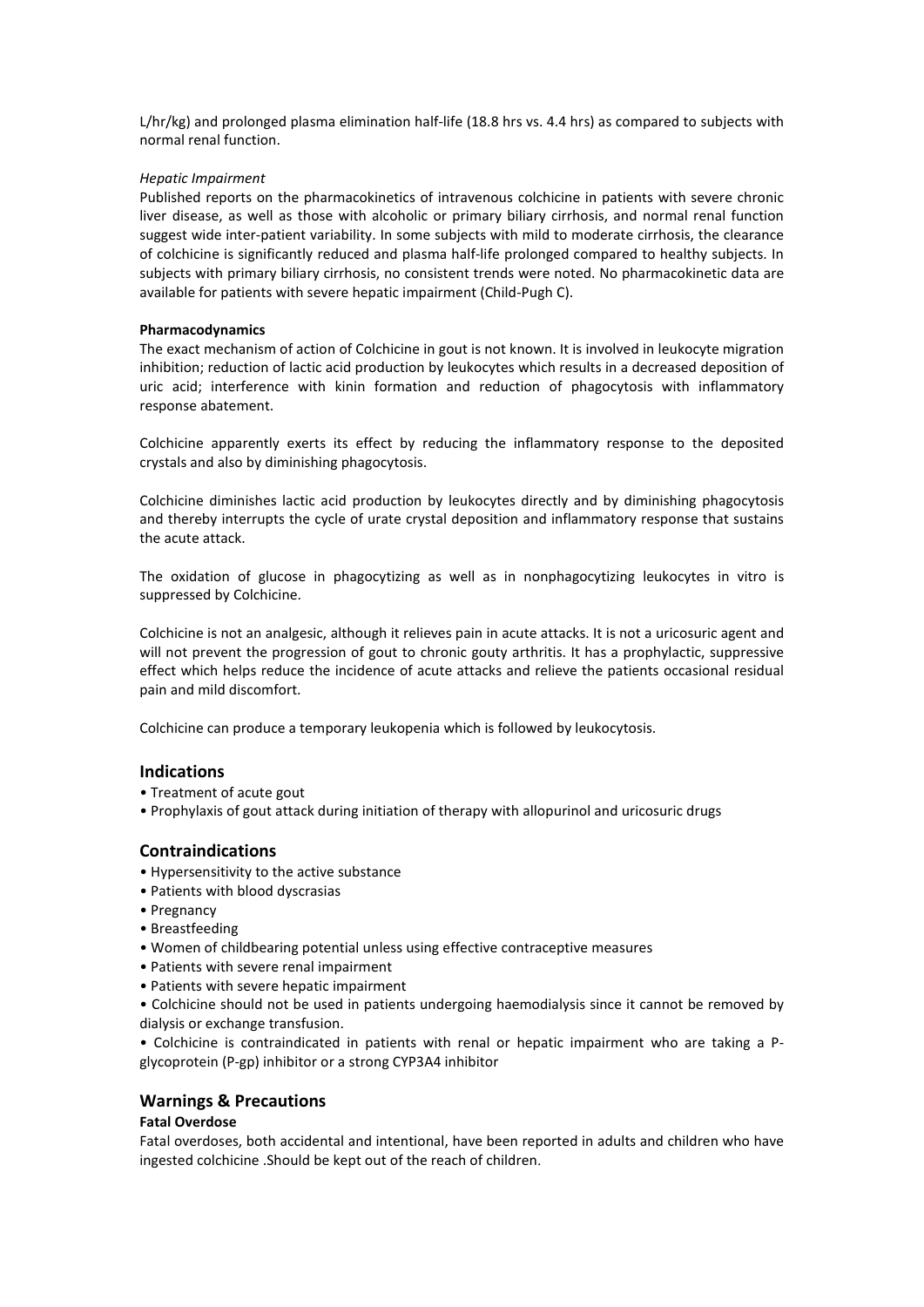L/hr/kg) and prolonged plasma elimination half-life (18.8 hrs vs. 4.4 hrs) as compared to subjects with normal renal function.

*Hepatic Impairment*

Published reports on the pharmacokinetics of intravenous colchicine in patients with severe chronic liver disease, as well as those with alcoholic or primary biliary cirrhosis, and normal renal function suggest wide inter-patient variability. In some subjects with mild to moderate cirrhosis, the clearance of colchicine is significantly reduced and plasma half-life prolonged compared to healthy subjects. In subjects with primary biliary cirrhosis, no consistent trends were noted. No pharmacokinetic data are available for patients with severe hepatic impairment (Child-Pugh C).

**Pharmacodynamics**

The exact mechanism of action of Colchicine in gout is not known. It is involved in leukocyte migration inhibition; reduction of lactic acid production by leukocytes which results in a decreased deposition of uric acid; interference with kinin formation and reduction of phagocytosis with inflammatory response abatement.

Colchicine apparently exerts its effect by reducing the inflammatory response to the deposited crystals and also by diminishing phagocytosis.

Colchicine diminishes lactic acid production by leukocytes directly and by diminishing phagocytosis and thereby interrupts the cycle of urate crystal deposition and inflammatory response that sustains the acute attack.

The oxidation of glucose in phagocytizing as well as in nonphagocytizing leukocytes in vitro is suppressed by Colchicine.

Colchicine is not an analgesic, although it relieves pain in acute attacks. It is not a uricosuric agent and will not prevent the progression of gout to chronic gouty arthritis. It has a prophylactic, suppressive effect which helps reduce the incidence of acute attacks and relieve the patients occasional residual pain and mild discomfort.

Colchicine can produce a temporary leukopenia which is followed by leukocytosis.

## Indications

- Treatment of acute gout
- Prophylaxis of gout attack during initiation of therapy with allopurinol and uricosuric drugs

## Contraindications

- Hypersensitivity to the active substance
- Patients with blood dyscrasias
- Pregnancy
- Breastfeeding
- Women of childbearing potential unless using effective contraceptive measures
- Patients with severe renal impairment
- Patients with severe hepatic impairment
- Colchicine should not be used in patients undergoing haemodialysis since it cannot be removed by dialysis or exchange transfusion.
- Colchicine is contraindicated in patients with renal or hepatic impairment who are taking a P-glycoprotein (P-gp) inhibitor or a strong CYP3A4 inhibitor

## Warnings & Precautions

**Fatal Overdose**

Fatal overdoses, both accidental and intentional, have been reported in adults and children who have ingested colchicine .Should be kept out of the reach of children.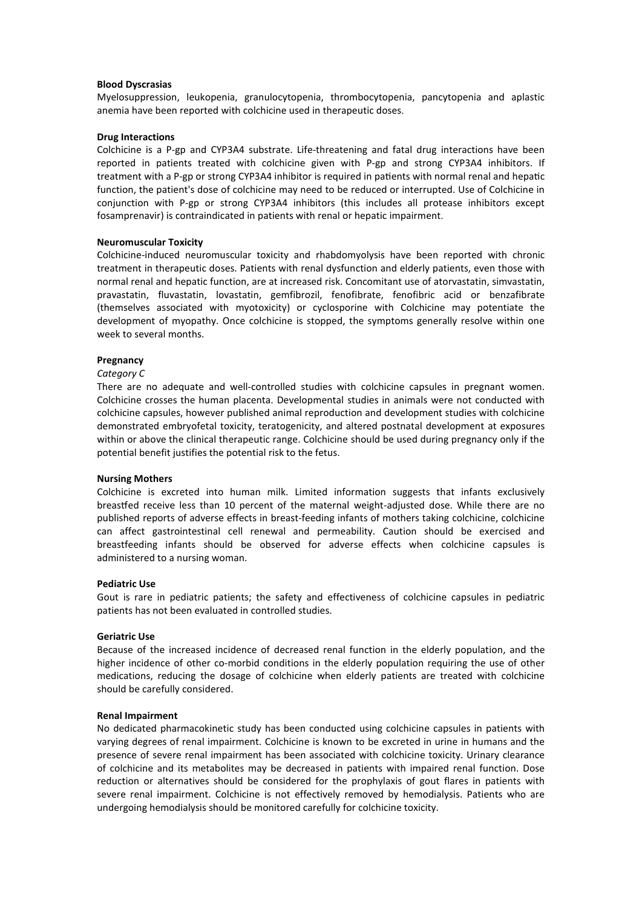**Blood Dyscrasias**

Myelosuppression, leukopenia, granulocytopenia, thrombocytopenia, pancytopenia and aplastic anemia have been reported with colchicine used in therapeutic doses.

**Drug Interactions**

Colchicine is a P-gp and CYP3A4 substrate. Life-threatening and fatal drug interactions have been reported in patients treated with colchicine given with P-gp and strong CYP3A4 inhibitors. If treatment with a P-gp or strong CYP3A4 inhibitor is required in patients with normal renal and hepatic function, the patient's dose of colchicine may need to be reduced or interrupted. Use of Colchicine in conjunction with P-gp or strong CYP3A4 inhibitors (this includes all protease inhibitors except fosamprenavir) is contraindicated in patients with renal or hepatic impairment.

**Neuromuscular Toxicity**

Colchicine-induced neuromuscular toxicity and rhabdomyolysis have been reported with chronic treatment in therapeutic doses. Patients with renal dysfunction and elderly patients, even those with normal renal and hepatic function, are at increased risk. Concomitant use of atorvastatin, simvastatin, pravastatin, fluvastatin, lovastatin, gemfibrozil, fenofibrate, fenofibric acid or benzafibrate (themselves associated with myotoxicity) or cyclosporine with Colchicine may potentiate the development of myopathy. Once colchicine is stopped, the symptoms generally resolve within one week to several months.

**Pregnancy**

*Category C*

There are no adequate and well-controlled studies with colchicine capsules in pregnant women. Colchicine crosses the human placenta. Developmental studies in animals were not conducted with colchicine capsules, however published animal reproduction and development studies with colchicine demonstrated embryofetal toxicity, teratogenicity, and altered postnatal development at exposures within or above the clinical therapeutic range. Colchicine should be used during pregnancy only if the potential benefit justifies the potential risk to the fetus.

**Nursing Mothers**

Colchicine is excreted into human milk. Limited information suggests that infants exclusively breastfed receive less than 10 percent of the maternal weight-adjusted dose. While there are no published reports of adverse effects in breast-feeding infants of mothers taking colchicine, colchicine can affect gastrointestinal cell renewal and permeability. Caution should be exercised and breastfeeding infants should be observed for adverse effects when colchicine capsules is administered to a nursing woman.

**Pediatric Use**

Gout is rare in pediatric patients; the safety and effectiveness of colchicine capsules in pediatric patients has not been evaluated in controlled studies.

**Geriatric Use**

Because of the increased incidence of decreased renal function in the elderly population, and the higher incidence of other co-morbid conditions in the elderly population requiring the use of other medications, reducing the dosage of colchicine when elderly patients are treated with colchicine should be carefully considered.

**Renal Impairment**

No dedicated pharmacokinetic study has been conducted using colchicine capsules in patients with varying degrees of renal impairment. Colchicine is known to be excreted in urine in humans and the presence of severe renal impairment has been associated with colchicine toxicity. Urinary clearance of colchicine and its metabolites may be decreased in patients with impaired renal function. Dose reduction or alternatives should be considered for the prophylaxis of gout flares in patients with severe renal impairment. Colchicine is not effectively removed by hemodialysis. Patients who are undergoing hemodialysis should be monitored carefully for colchicine toxicity.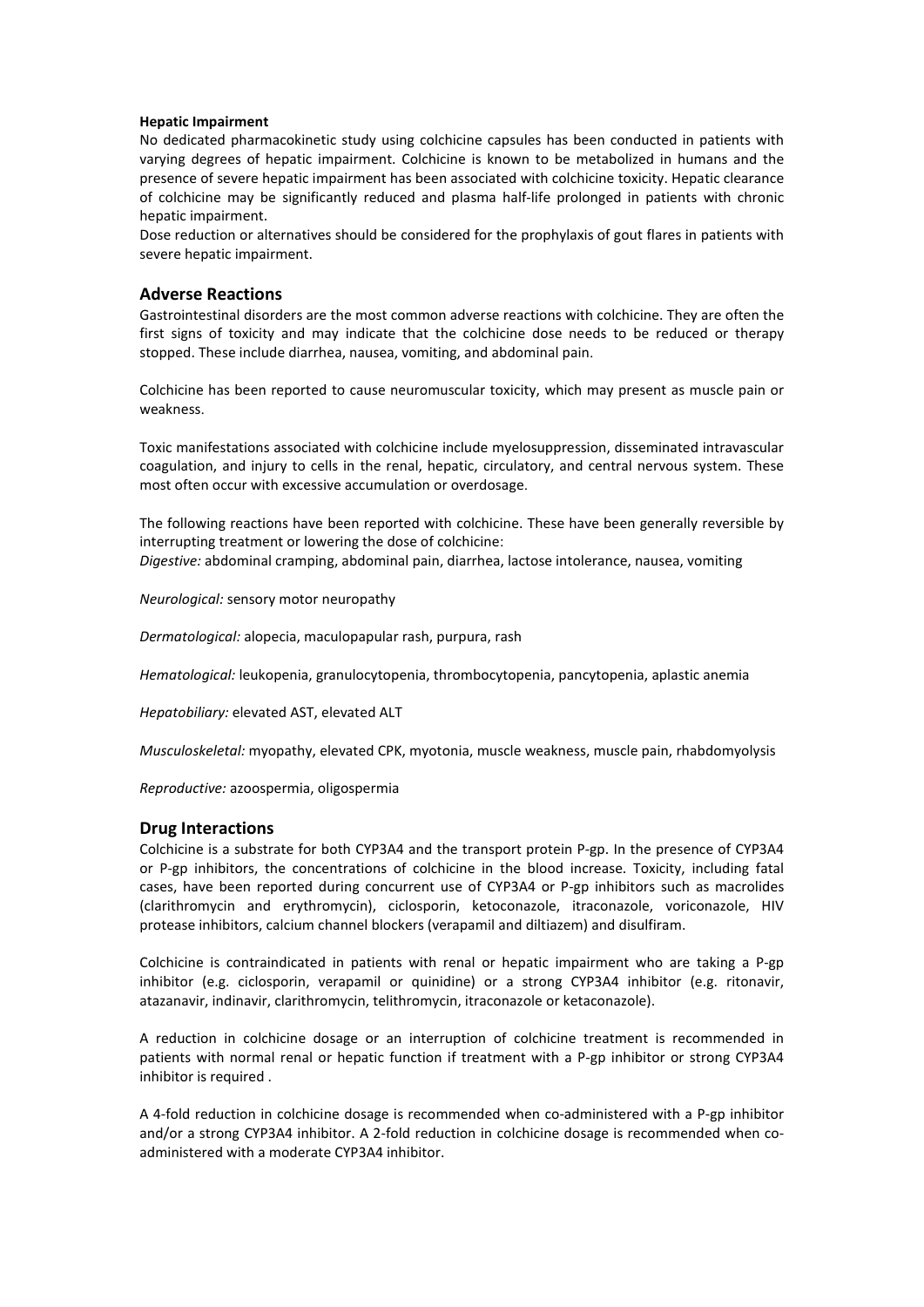**Hepatic Impairment**

No dedicated pharmacokinetic study using colchicine capsules has been conducted in patients with varying degrees of hepatic impairment. Colchicine is known to be metabolized in humans and the presence of severe hepatic impairment has been associated with colchicine toxicity. Hepatic clearance of colchicine may be significantly reduced and plasma half-life prolonged in patients with chronic hepatic impairment.

Dose reduction or alternatives should be considered for the prophylaxis of gout flares in patients with severe hepatic impairment.

## Adverse Reactions

Gastrointestinal disorders are the most common adverse reactions with colchicine. They are often the first signs of toxicity and may indicate that the colchicine dose needs to be reduced or therapy stopped. These include diarrhea, nausea, vomiting, and abdominal pain.

Colchicine has been reported to cause neuromuscular toxicity, which may present as muscle pain or weakness.

Toxic manifestations associated with colchicine include myelosuppression, disseminated intravascular coagulation, and injury to cells in the renal, hepatic, circulatory, and central nervous system. These most often occur with excessive accumulation or overdosage.

The following reactions have been reported with colchicine. These have been generally reversible by interrupting treatment or lowering the dose of colchicine:

*Digestive:* abdominal cramping, abdominal pain, diarrhea, lactose intolerance, nausea, vomiting

*Neurological:* sensory motor neuropathy

*Dermatological:* alopecia, maculopapular rash, purpura, rash

*Hematological:* leukopenia, granulocytopenia, thrombocytopenia, pancytopenia, aplastic anemia

*Hepatobiliary:* elevated AST, elevated ALT

*Musculoskeletal:* myopathy, elevated CPK, myotonia, muscle weakness, muscle pain, rhabdomyolysis

*Reproductive:* azoospermia, oligospermia

## Drug Interactions

Colchicine is a substrate for both CYP3A4 and the transport protein P-gp. In the presence of CYP3A4 or P-gp inhibitors, the concentrations of colchicine in the blood increase. Toxicity, including fatal cases, have been reported during concurrent use of CYP3A4 or P-gp inhibitors such as macrolides (clarithromycin and erythromycin), ciclosporin, ketoconazole, itraconazole, voriconazole, HIV protease inhibitors, calcium channel blockers (verapamil and diltiazem) and disulfiram.

Colchicine is contraindicated in patients with renal or hepatic impairment who are taking a P-gp inhibitor (e.g. ciclosporin, verapamil or quinidine) or a strong CYP3A4 inhibitor (e.g. ritonavir, atazanavir, indinavir, clarithromycin, telithromycin, itraconazole or ketaconazole).

A reduction in colchicine dosage or an interruption of colchicine treatment is recommended in patients with normal renal or hepatic function if treatment with a P-gp inhibitor or strong CYP3A4 inhibitor is required .

A 4-fold reduction in colchicine dosage is recommended when co-administered with a P-gp inhibitor and/or a strong CYP3A4 inhibitor. A 2-fold reduction in colchicine dosage is recommended when co-administered with a moderate CYP3A4 inhibitor.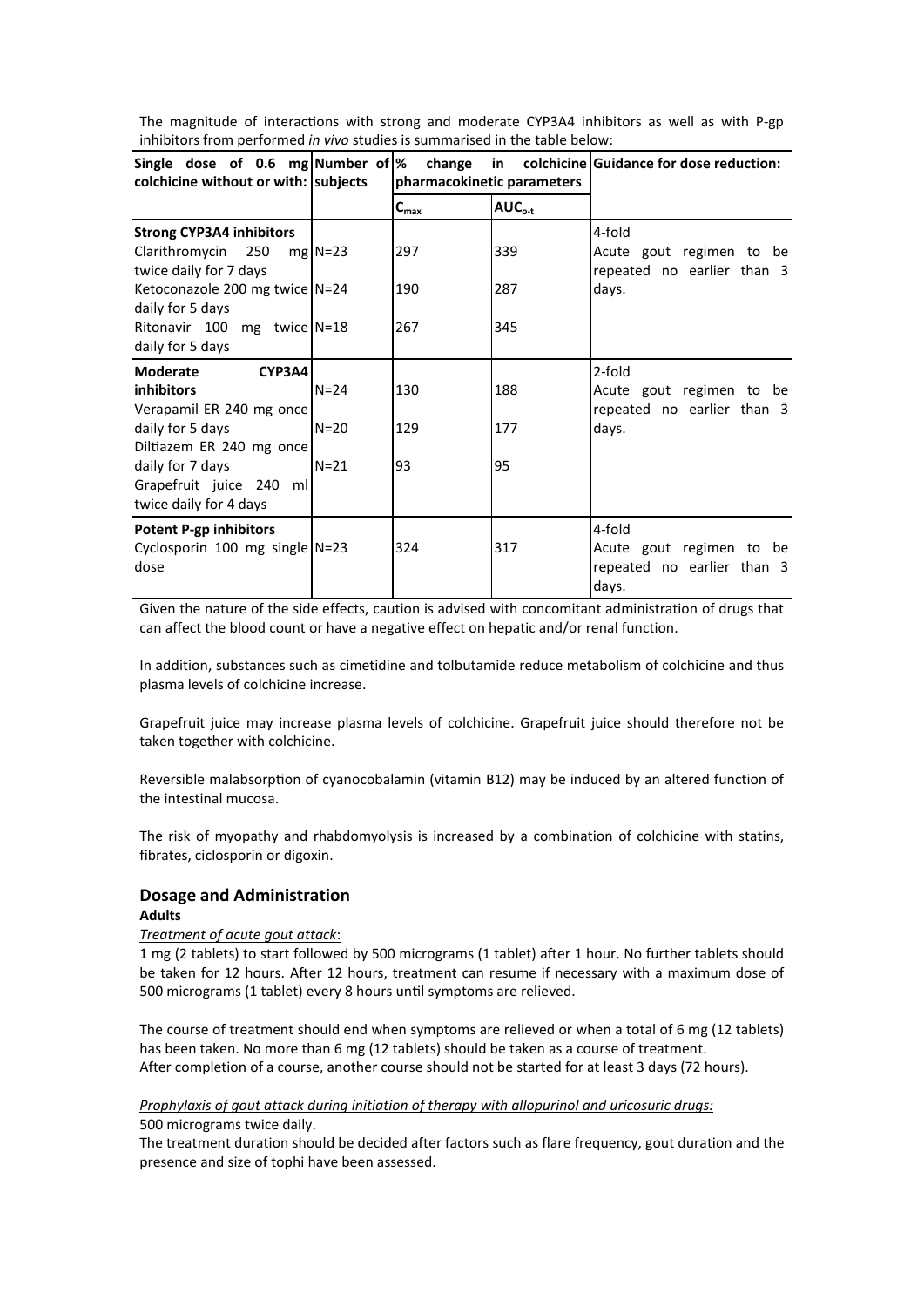The magnitude of interactions with strong and moderate CYP3A4 inhibitors as well as with P-gp inhibitors from performed *in vivo* studies is summarised in the table below:

| Single dose of 0.6 mg colchicine without or with: | Number of subjects | % change in colchicine pharmacokinetic parameters | | Guidance for dose reduction: |
|---|---|---|---|---|
| | | $C_{max}$ | $AUC_{o-t}$ | |
| **Strong CYP3A4 inhibitors** | | | | 4-fold<br>Acute gout regimen to be repeated no earlier than 3 days. |
| Clarithromycin 250 mg twice daily for 7 days | N=23 | 297 | 339 | |
| Ketoconazole 200 mg twice daily for 5 days | N=24 | 190 | 287 | |
| Ritonavir 100 mg twice daily for 5 days | N=18 | 267 | 345 | |
| **Moderate CYP3A4 inhibitors** | | | | 2-fold<br>Acute gout regimen to be repeated no earlier than 3 days. |
| Verapamil ER 240 mg once daily for 5 days | N=24 | 130 | 188 | |
| Diltiazem ER 240 mg once daily for 7 days | N=20 | 129 | 177 | |
| Grapefruit juice 240 ml twice daily for 4 days | N=21 | 93 | 95 | |
| **Potent P-gp inhibitors** | | | | 4-fold<br>Acute gout regimen to be repeated no earlier than 3 days. |
| Cyclosporin 100 mg single dose | N=23 | 324 | 317 | |

Given the nature of the side effects, caution is advised with concomitant administration of drugs that can affect the blood count or have a negative effect on hepatic and/or renal function.

In addition, substances such as cimetidine and tolbutamide reduce metabolism of colchicine and thus plasma levels of colchicine increase.

Grapefruit juice may increase plasma levels of colchicine. Grapefruit juice should therefore not be taken together with colchicine.

Reversible malabsorption of cyanocobalamin (vitamin B12) may be induced by an altered function of the intestinal mucosa.

The risk of myopathy and rhabdomyolysis is increased by a combination of colchicine with statins, fibrates, ciclosporin or digoxin.

## Dosage and Administration

**Adults**

*Treatment of acute gout attack*:

1 mg (2 tablets) to start followed by 500 micrograms (1 tablet) after 1 hour. No further tablets should be taken for 12 hours. After 12 hours, treatment can resume if necessary with a maximum dose of 500 micrograms (1 tablet) every 8 hours until symptoms are relieved.

The course of treatment should end when symptoms are relieved or when a total of 6 mg (12 tablets) has been taken. No more than 6 mg (12 tablets) should be taken as a course of treatment.
After completion of a course, another course should not be started for at least 3 days (72 hours).

*Prophylaxis of gout attack during initiation of therapy with allopurinol and uricosuric drugs:*

500 micrograms twice daily.
The treatment duration should be decided after factors such as flare frequency, gout duration and the presence and size of tophi have been assessed.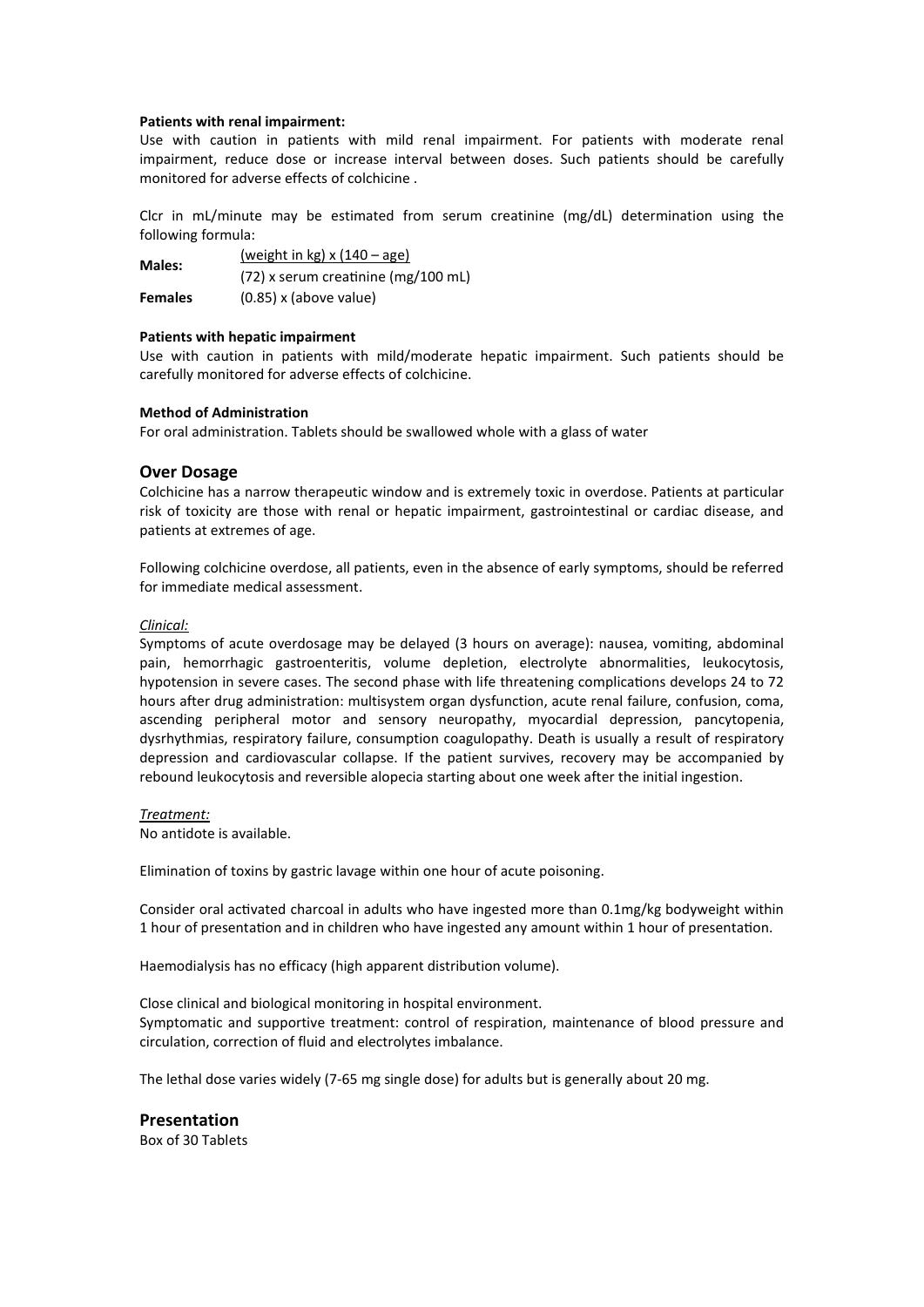**Patients with renal impairment:**

Use with caution in patients with mild renal impairment. For patients with moderate renal impairment, reduce dose or increase interval between doses. Such patients should be carefully monitored for adverse effects of colchicine .

Clcr in mL/minute may be estimated from serum creatinine (mg/dL) determination using the following formula:

**Males:** $\dfrac{\text{(weight in kg)} \times (140 - \text{age})}{(72) \times \text{serum creatinine (mg/100 mL)}}$

**Females** (0.85) x (above value)

**Patients with hepatic impairment**

Use with caution in patients with mild/moderate hepatic impairment. Such patients should be carefully monitored for adverse effects of colchicine.

**Method of Administration**

For oral administration. Tablets should be swallowed whole with a glass of water

## Over Dosage

Colchicine has a narrow therapeutic window and is extremely toxic in overdose. Patients at particular risk of toxicity are those with renal or hepatic impairment, gastrointestinal or cardiac disease, and patients at extremes of age.

Following colchicine overdose, all patients, even in the absence of early symptoms, should be referred for immediate medical assessment.

*Clinical:*

Symptoms of acute overdosage may be delayed (3 hours on average): nausea, vomiting, abdominal pain, hemorrhagic gastroenteritis, volume depletion, electrolyte abnormalities, leukocytosis, hypotension in severe cases. The second phase with life threatening complications develops 24 to 72 hours after drug administration: multisystem organ dysfunction, acute renal failure, confusion, coma, ascending peripheral motor and sensory neuropathy, myocardial depression, pancytopenia, dysrhythmias, respiratory failure, consumption coagulopathy. Death is usually a result of respiratory depression and cardiovascular collapse. If the patient survives, recovery may be accompanied by rebound leukocytosis and reversible alopecia starting about one week after the initial ingestion.

*Treatment:*

No antidote is available.

Elimination of toxins by gastric lavage within one hour of acute poisoning.

Consider oral activated charcoal in adults who have ingested more than 0.1mg/kg bodyweight within 1 hour of presentation and in children who have ingested any amount within 1 hour of presentation.

Haemodialysis has no efficacy (high apparent distribution volume).

Close clinical and biological monitoring in hospital environment.

Symptomatic and supportive treatment: control of respiration, maintenance of blood pressure and circulation, correction of fluid and electrolytes imbalance.

The lethal dose varies widely (7-65 mg single dose) for adults but is generally about 20 mg.

## Presentation

Box of 30 Tablets